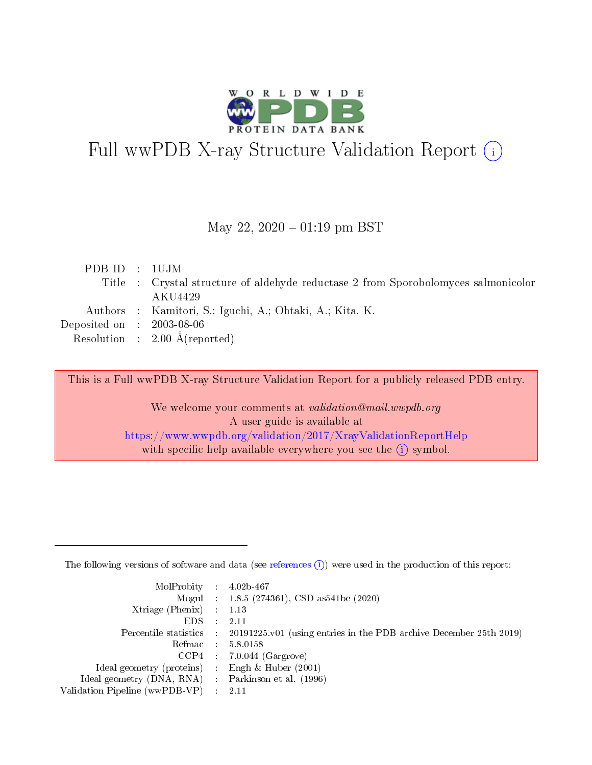# Full wwPDB X-ray Structure Validation Report (i)

May 22, 2020 – 01:19 pm BST

| | | |
|---|---|---|
| PDB ID | : | 1UJM |
| Title | : | Crystal structure of aldehyde reductase 2 from Sporobolomyces salmonicolor AKU4429 |
| Authors | : | Kamitori, S.; Iguchi, A.; Ohtaki, A.; Kita, K. |
| Deposited on | : | 2003-08-06 |
| Resolution | : | 2.00 Å(reported) |

This is a Full wwPDB X-ray Structure Validation Report for a publicly released PDB entry.

We welcome your comments at *validation@mail.wwpdb.org*
A user guide is available at
https://www.wwpdb.org/validation/2017/XrayValidationReportHelp
with specific help available everywhere you see the (i) symbol.

---

The following versions of software and data (see references (i)) were used in the production of this report:

| | | |
|---|---|---|
| MolProbity | : | 4.02b-467 |
| Mogul | : | 1.8.5 (274361), CSD as541be (2020) |
| Xtriage (Phenix) | : | 1.13 |
| EDS | : | 2.11 |
| Percentile statistics | : | 20191225.v01 (using entries in the PDB archive December 25th 2019) |
| Refmac | : | 5.8.0158 |
| CCP4 | : | 7.0.044 (Gargrove) |
| Ideal geometry (proteins) | : | Engh & Huber (2001) |
| Ideal geometry (DNA, RNA) | : | Parkinson et al. (1996) |
| Validation Pipeline (wwPDB-VP) | : | 2.11 |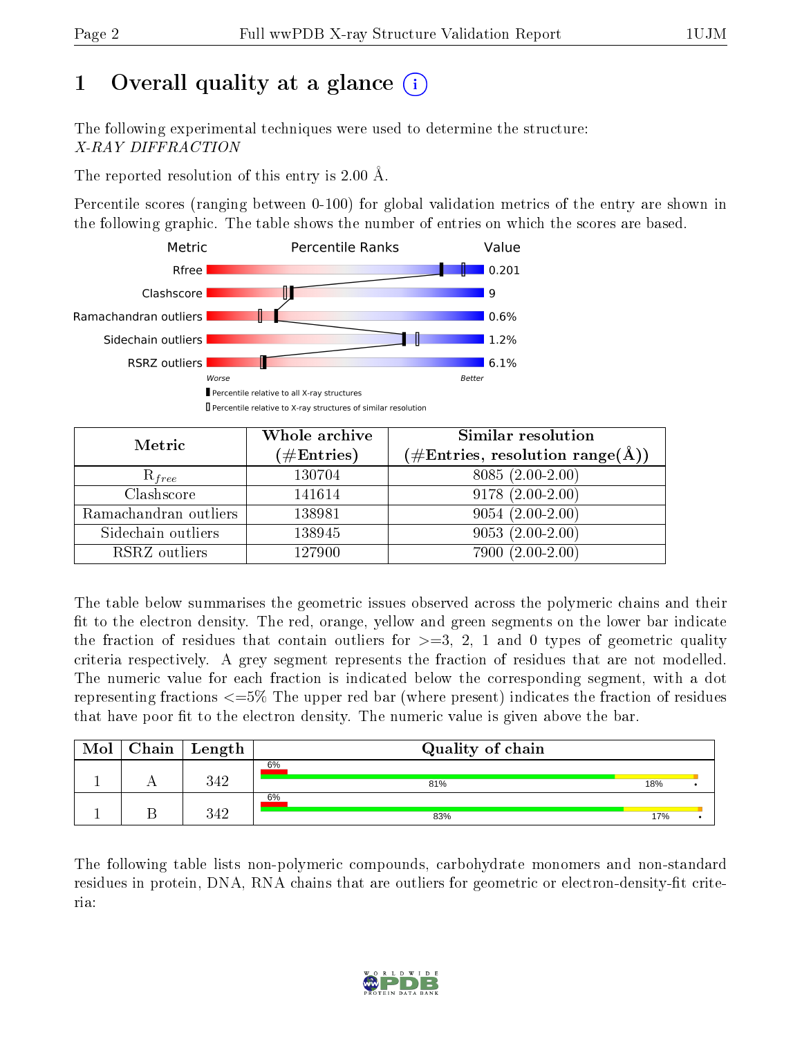# 1 Overall quality at a glance (i)

The following experimental techniques were used to determine the structure:
*X-RAY DIFFRACTION*

The reported resolution of this entry is 2.00 Å.

Percentile scores (ranging between 0-100) for global validation metrics of the entry are shown in the following graphic. The table shows the number of entries on which the scores are based.

| Metric | Value |
|---|---|
| Rfree | 0.201 |
| Clashscore | 9 |
| Ramachandran outliers | 0.6% |
| Sidechain outliers | 1.2% |
| RSRZ outliers | 6.1% |

Worse — Better

▮ Percentile relative to all X-ray structures
▯ Percentile relative to X-ray structures of similar resolution

| Metric | Whole archive (#Entries) | Similar resolution (#Entries, resolution range(Å)) |
|---|---|---|
| $R_{free}$ | 130704 | 8085 (2.00-2.00) |
| Clashscore | 141614 | 9178 (2.00-2.00) |
| Ramachandran outliers | 138981 | 9054 (2.00-2.00) |
| Sidechain outliers | 138945 | 9053 (2.00-2.00) |
| RSRZ outliers | 127900 | 7900 (2.00-2.00) |

The table below summarises the geometric issues observed across the polymeric chains and their fit to the electron density. The red, orange, yellow and green segments on the lower bar indicate the fraction of residues that contain outliers for >=3, 2, 1 and 0 types of geometric quality criteria respectively. A grey segment represents the fraction of residues that are not modelled. The numeric value for each fraction is indicated below the corresponding segment, with a dot representing fractions <=5% The upper red bar (where present) indicates the fraction of residues that have poor fit to the electron density. The numeric value is given above the bar.

| Mol | Chain | Length | Quality of chain |
|---|---|---|---|
| 1 | A | 342 | 6% (poor fit); 81% green, 18% yellow, • |
| 1 | B | 342 | 6% (poor fit); 83% green, 17% yellow, • |

The following table lists non-polymeric compounds, carbohydrate monomers and non-standard residues in protein, DNA, RNA chains that are outliers for geometric or electron-density-fit criteria: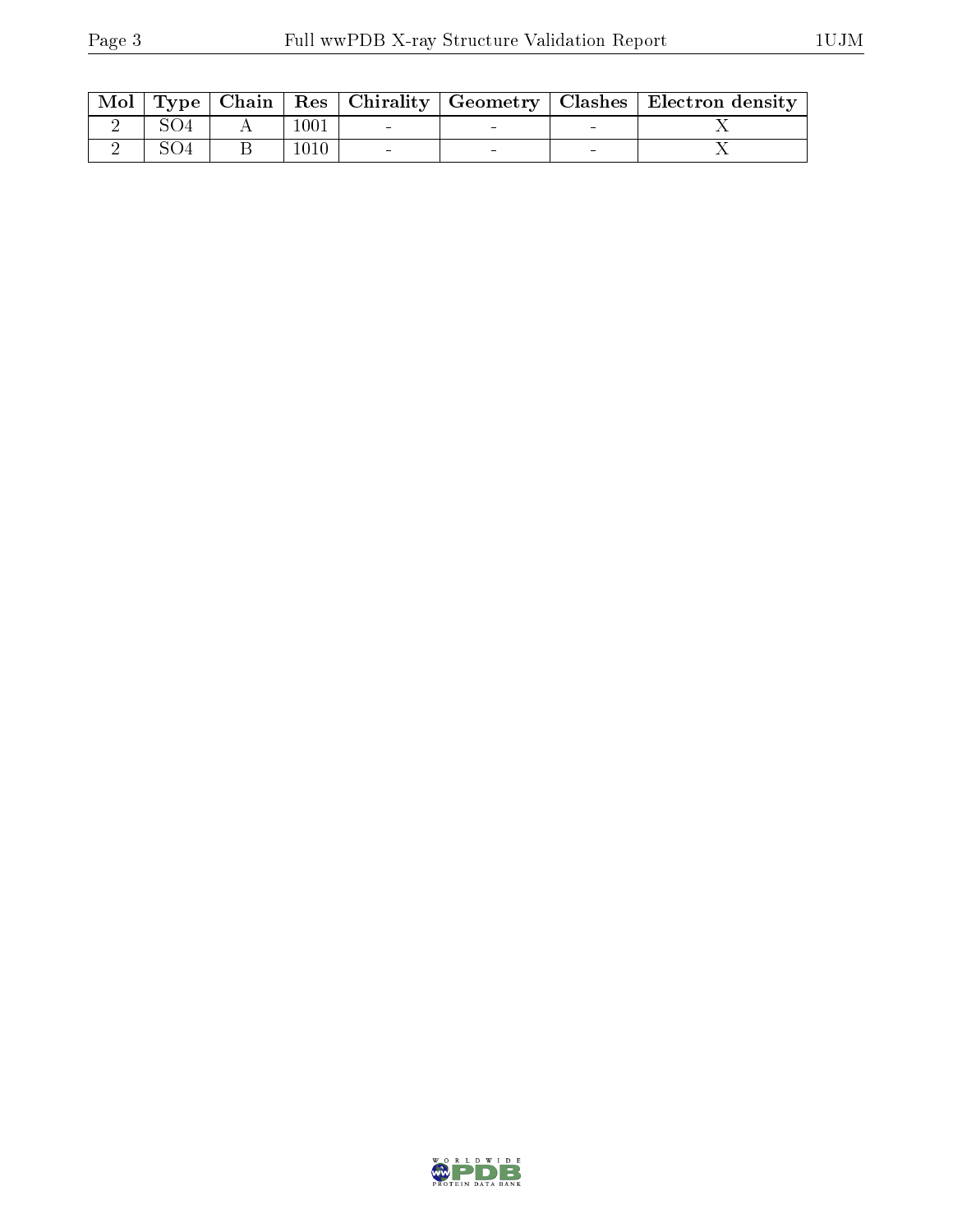| Mol | Type | Chain | Res | Chirality | Geometry | Clashes | Electron density |
|---|---|---|---|---|---|---|---|
| 2 | SO4 | A | 1001 | - | - | - | X |
| 2 | SO4 | B | 1010 | - | - | - | X |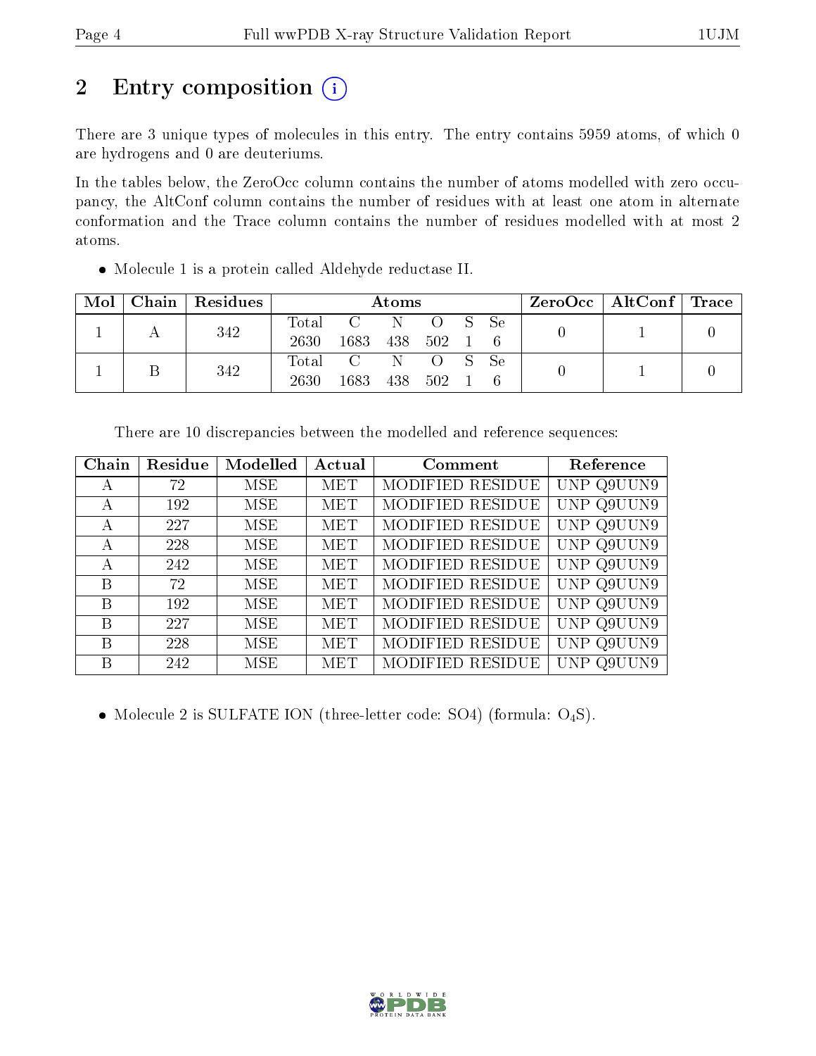# 2 Entry composition (i)

There are 3 unique types of molecules in this entry. The entry contains 5959 atoms, of which 0 are hydrogens and 0 are deuteriums.

In the tables below, the ZeroOcc column contains the number of atoms modelled with zero occupancy, the AltConf column contains the number of residues with at least one atom in alternate conformation and the Trace column contains the number of residues modelled with at most 2 atoms.

- Molecule 1 is a protein called Aldehyde reductase II.

| Mol | Chain | Residues | Atoms | | | | | | ZeroOcc | AltConf | Trace |
|---|---|---|---|---|---|---|---|---|---|---|---|
| | | | Total | C | N | O | S | Se | | | |
| 1 | A | 342 | 2630 | 1683 | 438 | 502 | 1 | 6 | 0 | 1 | 0 |
| 1 | B | 342 | 2630 | 1683 | 438 | 502 | 1 | 6 | 0 | 1 | 0 |

There are 10 discrepancies between the modelled and reference sequences:

| Chain | Residue | Modelled | Actual | Comment | Reference |
|---|---|---|---|---|---|
| A | 72 | MSE | MET | MODIFIED RESIDUE | UNP Q9UUN9 |
| A | 192 | MSE | MET | MODIFIED RESIDUE | UNP Q9UUN9 |
| A | 227 | MSE | MET | MODIFIED RESIDUE | UNP Q9UUN9 |
| A | 228 | MSE | MET | MODIFIED RESIDUE | UNP Q9UUN9 |
| A | 242 | MSE | MET | MODIFIED RESIDUE | UNP Q9UUN9 |
| B | 72 | MSE | MET | MODIFIED RESIDUE | UNP Q9UUN9 |
| B | 192 | MSE | MET | MODIFIED RESIDUE | UNP Q9UUN9 |
| B | 227 | MSE | MET | MODIFIED RESIDUE | UNP Q9UUN9 |
| B | 228 | MSE | MET | MODIFIED RESIDUE | UNP Q9UUN9 |
| B | 242 | MSE | MET | MODIFIED RESIDUE | UNP Q9UUN9 |

- Molecule 2 is SULFATE ION (three-letter code: SO4) (formula: $O_4S$).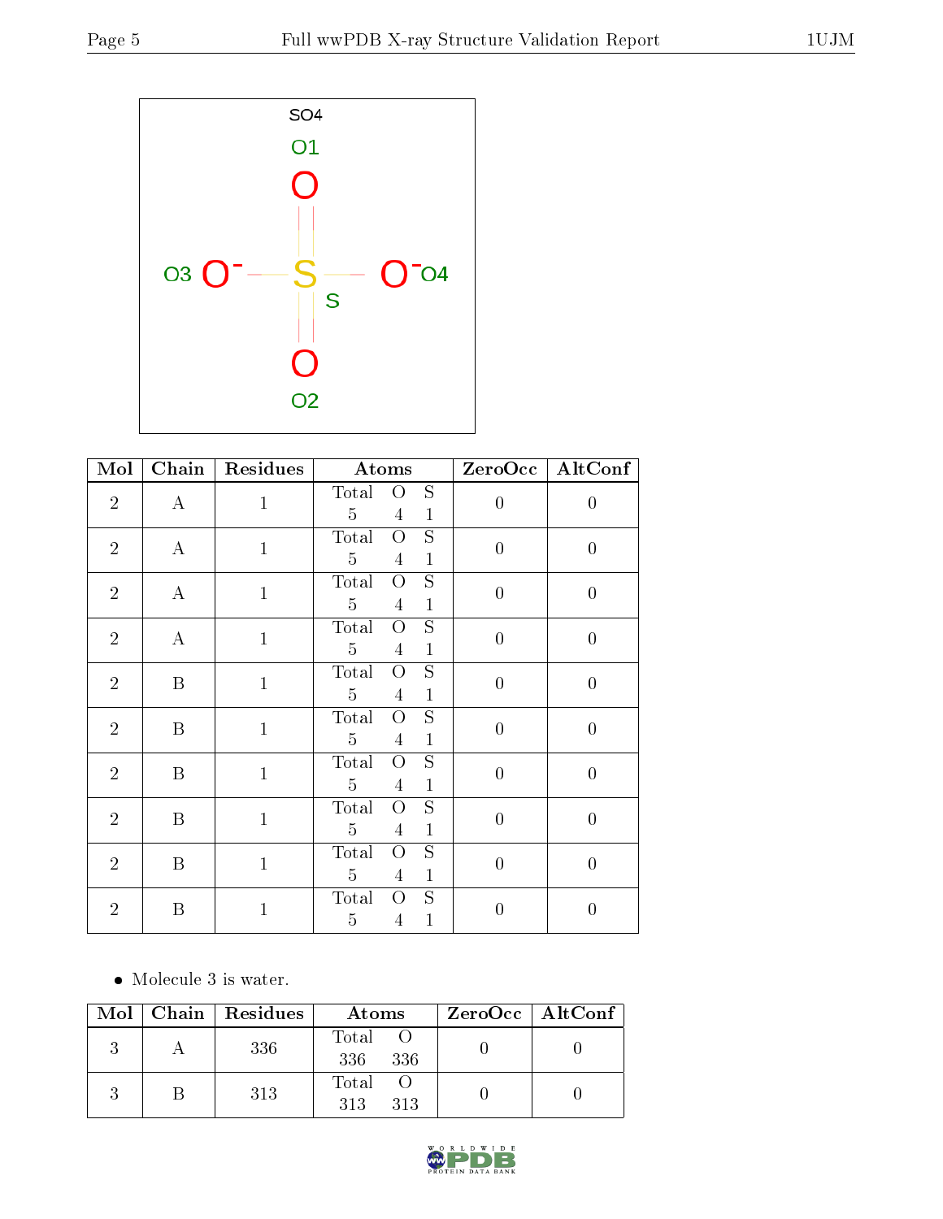| Mol | Chain | Residues | Atoms | ZeroOcc | AltConf |
|---|---|---|---|---|---|
| 2 | A | 1 | Total O S<br>5 4 1 | 0 | 0 |
| 2 | A | 1 | Total O S<br>5 4 1 | 0 | 0 |
| 2 | A | 1 | Total O S<br>5 4 1 | 0 | 0 |
| 2 | A | 1 | Total O S<br>5 4 1 | 0 | 0 |
| 2 | B | 1 | Total O S<br>5 4 1 | 0 | 0 |
| 2 | B | 1 | Total O S<br>5 4 1 | 0 | 0 |
| 2 | B | 1 | Total O S<br>5 4 1 | 0 | 0 |
| 2 | B | 1 | Total O S<br>5 4 1 | 0 | 0 |
| 2 | B | 1 | Total O S<br>5 4 1 | 0 | 0 |
| 2 | B | 1 | Total O S<br>5 4 1 | 0 | 0 |

- Molecule 3 is water.

| Mol | Chain | Residues | Atoms | ZeroOcc | AltConf |
|---|---|---|---|---|---|
| 3 | A | 336 | Total O<br>336 336 | 0 | 0 |
| 3 | B | 313 | Total O<br>313 313 | 0 | 0 |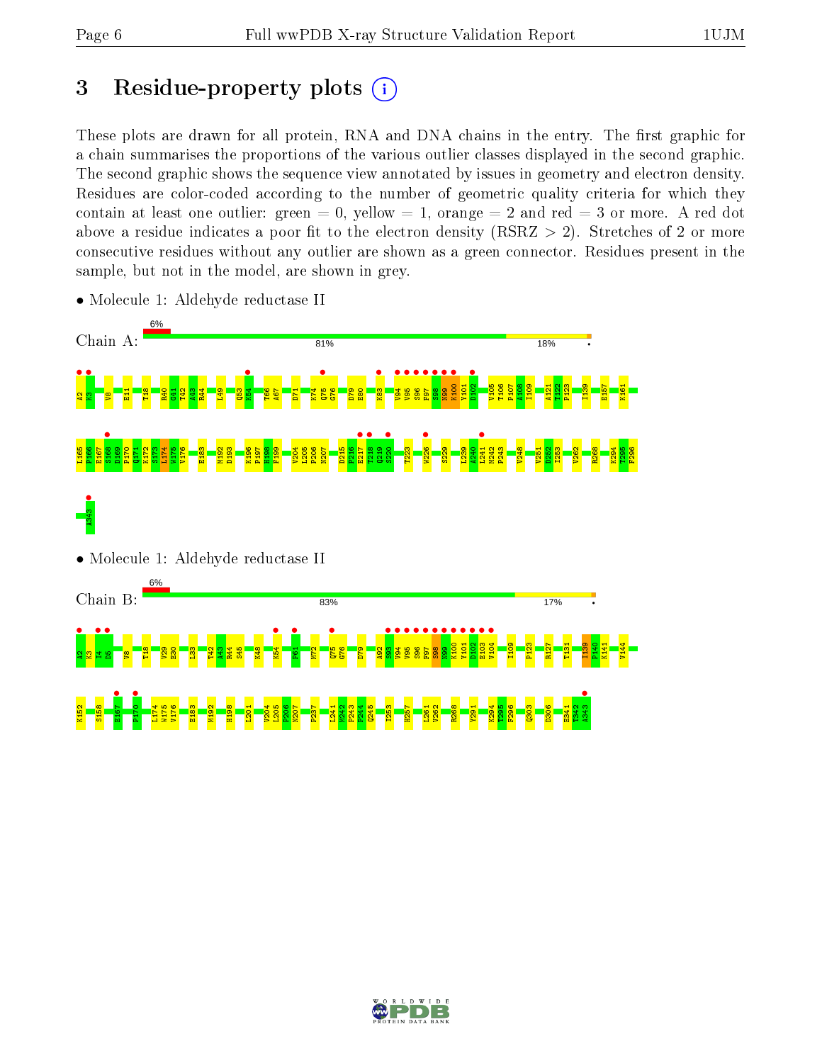# 3 Residue-property plots

These plots are drawn for all protein, RNA and DNA chains in the entry. The first graphic for a chain summarises the proportions of the various outlier classes displayed in the second graphic. The second graphic shows the sequence view annotated by issues in geometry and electron density. Residues are color-coded according to the number of geometric quality criteria for which they contain at least one outlier: green = 0, yellow = 1, orange = 2 and red = 3 or more. A red dot above a residue indicates a poor fit to the electron density (RSRZ > 2). Stretches of 2 or more consecutive residues without any outlier are shown as a green connector. Residues present in the sample, but not in the model, are shown in grey.

- Molecule 1: Aldehyde reductase II

Chain A: 6% | 81% | 18% | •

A2 K3 V8 E11 T18 R40 G41 T42 A43 R44 L49 Q53 K54 T66 A67 D71 K74 Q75 G76 D79 E80 K83 V94 V95 S96 F97 S98 N99 K100 Y101 D102 V105 T106 P107 A108 I109 A121 T122 P123 I139 E157 K161 L165 K166 I167 S168 D169 P170 Q171 K172 S173 L174 W175 V176 E183 M192 D193 K196 P197 H198 F199 V204 L205 P206 N207 D215 P216 E217 T218 Q219 S220 T223 W226 S229 L239 A240 L241 M242 P243 V248 V251 D252 I253 V262 R268 K294 T295 F296 A343

- Molecule 1: Aldehyde reductase II

Chain B: 6% | 83% | 17% | •

A2 K3 I4 D5 V8 T18 V29 E30 L33 T42 A43 R44 S45 K48 K54 P61 M72 Q75 G76 D79 A92 S93 V94 V95 S96 F97 S98 N99 K100 Y101 D102 E103 V104 I109 P123 R127 T131 I139 P140 K141 V144 K152 S158 E167 P170 L174 W175 V176 E183 M192 H198 L201 V204 L205 P206 N207 P237 L241 M242 P243 P244 Q245 I253 H257 L261 V262 R268 Y291 K294 T295 F296 Q303 D306 E341 T342 A343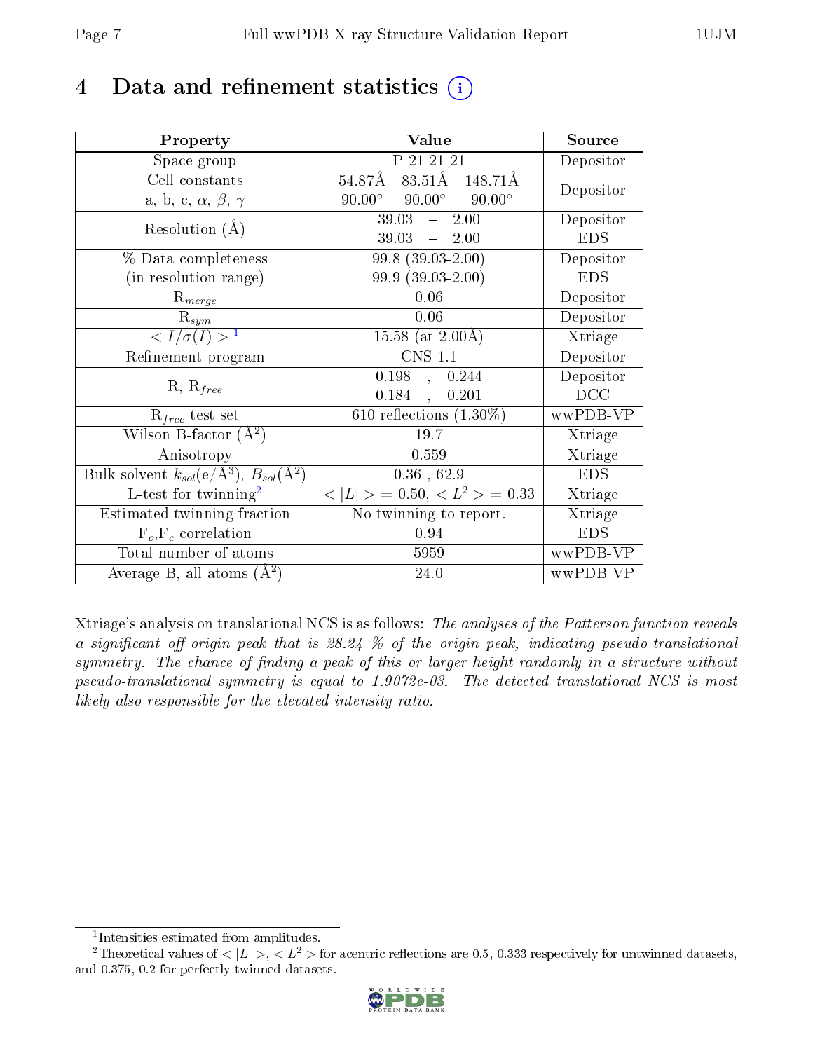# 4 Data and refinement statistics (i)

| Property | Value | Source |
|---|---|---|
| Space group | P 21 21 21 | Depositor |
| Cell constants<br>a, b, c, $\alpha$, $\beta$, $\gamma$ | 54.87Å 83.51Å 148.71Å<br>90.00° 90.00° 90.00° | Depositor |
| Resolution (Å) | 39.03 – 2.00<br>39.03 – 2.00 | Depositor<br>EDS |
| % Data completeness<br>(in resolution range) | 99.8 (39.03-2.00)<br>99.9 (39.03-2.00) | Depositor<br>EDS |
| $R_{merge}$ | 0.06 | Depositor |
| $R_{sym}$ | 0.06 | Depositor |
| $< I/\sigma(I) >$ [1] | 15.58 (at 2.00Å) | Xtriage |
| Refinement program | CNS 1.1 | Depositor |
| R, $R_{free}$ | 0.198 , 0.244<br>0.184 , 0.201 | Depositor<br>DCC |
| $R_{free}$ test set | 610 reflections (1.30%) | wwPDB-VP |
| Wilson B-factor (Å$^2$) | 19.7 | Xtriage |
| Anisotropy | 0.559 | Xtriage |
| Bulk solvent $k_{sol}$(e/Å$^3$), $B_{sol}$(Å$^2$) | 0.36 , 62.9 | EDS |
| L-test for twinning[2] | $< \vert L \vert > = 0.50$, $< L^2 > = 0.33$ | Xtriage |
| Estimated twinning fraction | No twinning to report. | Xtriage |
| $F_o$,$F_c$ correlation | 0.94 | EDS |
| Total number of atoms | 5959 | wwPDB-VP |
| Average B, all atoms (Å$^2$) | 24.0 | wwPDB-VP |

Xtriage's analysis on translational NCS is as follows: *The analyses of the Patterson function reveals a significant off-origin peak that is 28.24 % of the origin peak, indicating pseudo-translational symmetry. The chance of finding a peak of this or larger height randomly in a structure without pseudo-translational symmetry is equal to 1.9072e-03. The detected translational NCS is most likely also responsible for the elevated intensity ratio.*

[1] Intensities estimated from amplitudes.

[2] Theoretical values of $< |L| >$, $< L^2 >$ for acentric reflections are 0.5, 0.333 respectively for untwinned datasets, and 0.375, 0.2 for perfectly twinned datasets.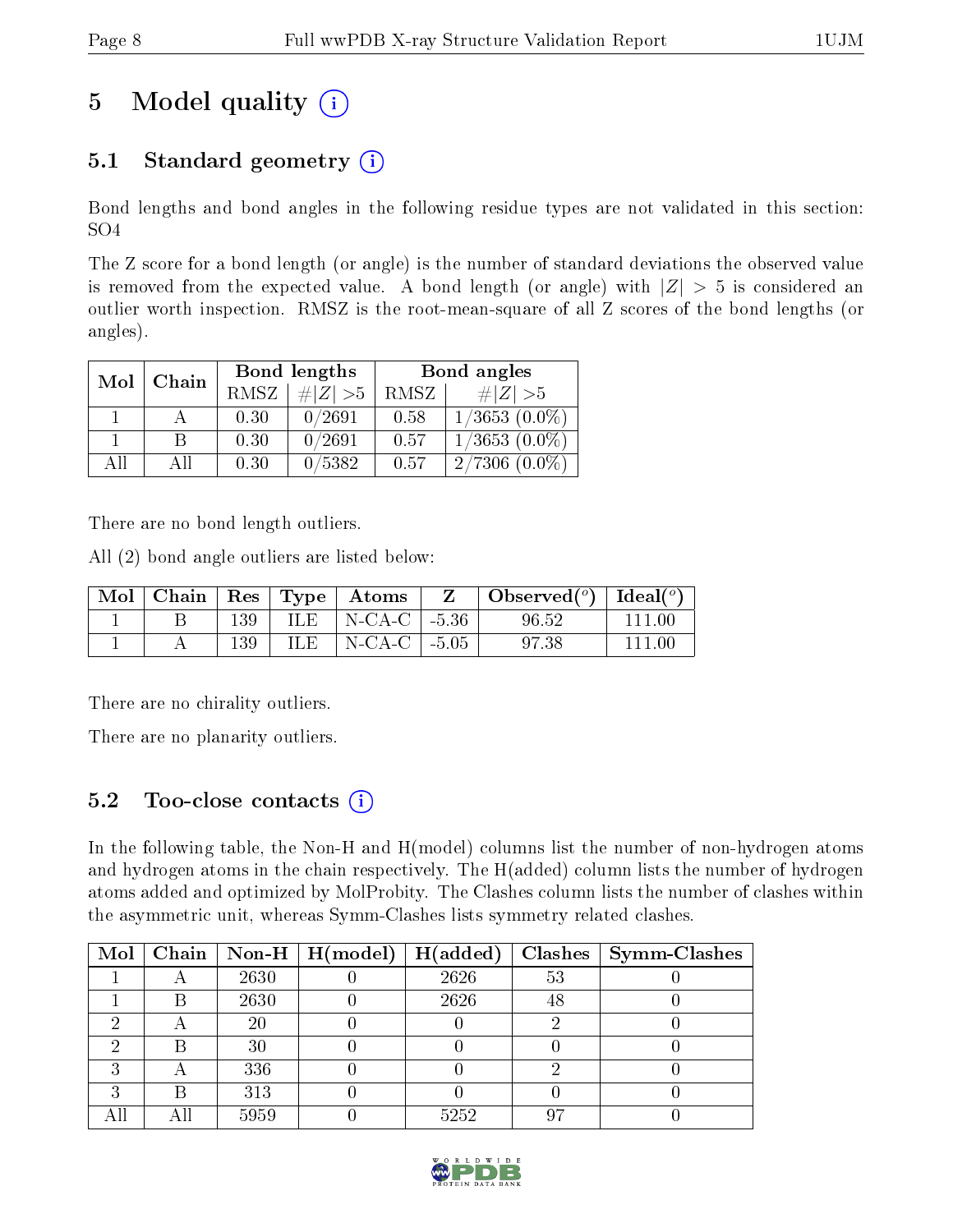# 5 Model quality (i)

## 5.1 Standard geometry (i)

Bond lengths and bond angles in the following residue types are not validated in this section: SO4

The Z score for a bond length (or angle) is the number of standard deviations the observed value is removed from the expected value. A bond length (or angle) with $|Z| > 5$ is considered an outlier worth inspection. RMSZ is the root-mean-square of all Z scores of the bond lengths (or angles).

| Mol | Chain | Bond lengths | | Bond angles | |
|---|---|---|---|---|---|
| | | RMSZ | $\#|Z| > 5$ | RMSZ | $\#|Z| > 5$ |
| 1 | A | 0.30 | 0/2691 | 0.58 | 1/3653 (0.0%) |
| 1 | B | 0.30 | 0/2691 | 0.57 | 1/3653 (0.0%) |
| All | All | 0.30 | 0/5382 | 0.57 | 2/7306 (0.0%) |

There are no bond length outliers.

All (2) bond angle outliers are listed below:

| Mol | Chain | Res | Type | Atoms | Z | Observed($^o$) | Ideal($^o$) |
|---|---|---|---|---|---|---|---|
| 1 | B | 139 | ILE | N-CA-C | -5.36 | 96.52 | 111.00 |
| 1 | A | 139 | ILE | N-CA-C | -5.05 | 97.38 | 111.00 |

There are no chirality outliers.

There are no planarity outliers.

## 5.2 Too-close contacts (i)

In the following table, the Non-H and H(model) columns list the number of non-hydrogen atoms and hydrogen atoms in the chain respectively. The H(added) column lists the number of hydrogen atoms added and optimized by MolProbity. The Clashes column lists the number of clashes within the asymmetric unit, whereas Symm-Clashes lists symmetry related clashes.

| Mol | Chain | Non-H | H(model) | H(added) | Clashes | Symm-Clashes |
|---|---|---|---|---|---|---|
| 1 | A | 2630 | 0 | 2626 | 53 | 0 |
| 1 | B | 2630 | 0 | 2626 | 48 | 0 |
| 2 | A | 20 | 0 | 0 | 2 | 0 |
| 2 | B | 30 | 0 | 0 | 0 | 0 |
| 3 | A | 336 | 0 | 0 | 2 | 0 |
| 3 | B | 313 | 0 | 0 | 0 | 0 |
| All | All | 5959 | 0 | 5252 | 97 | 0 |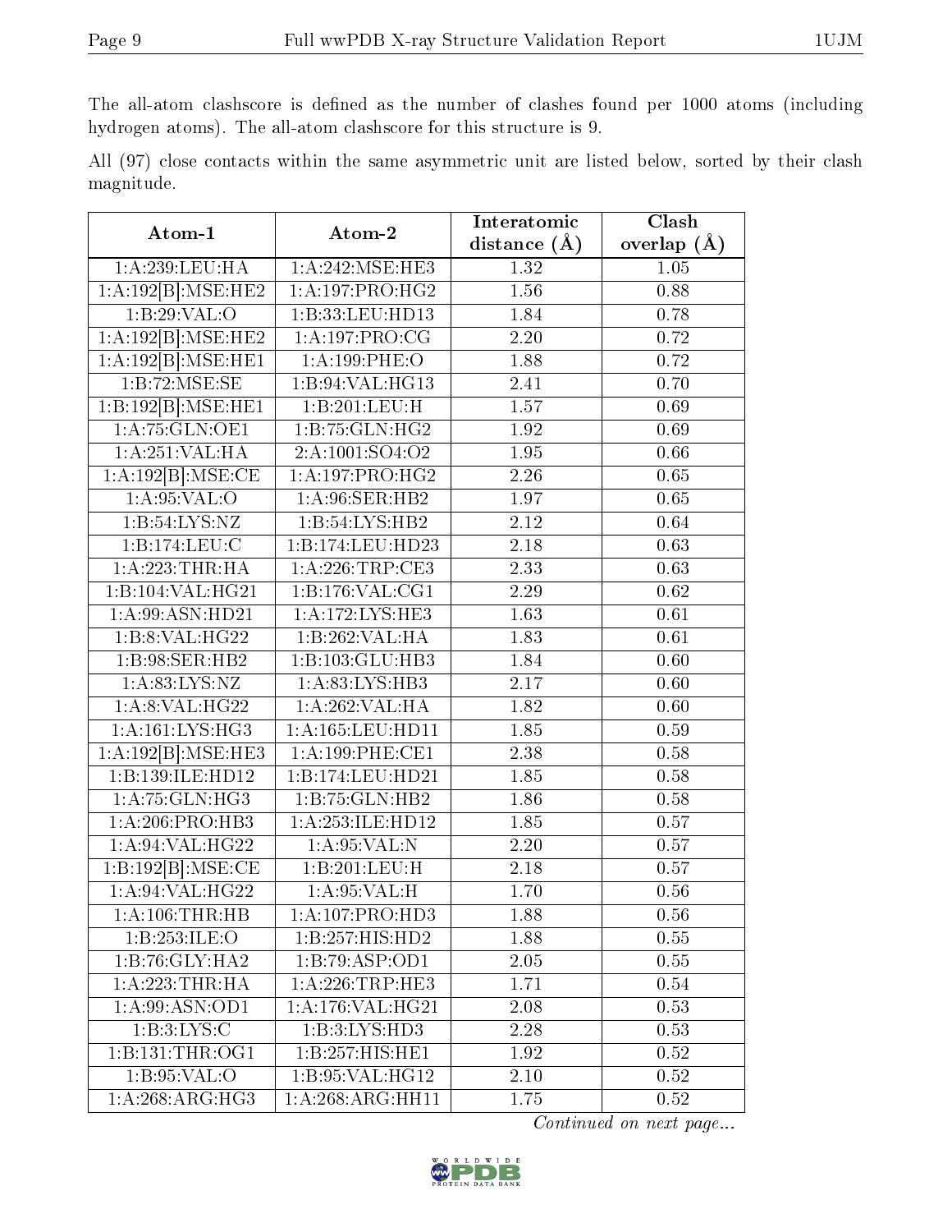The all-atom clashscore is defined as the number of clashes found per 1000 atoms (including hydrogen atoms). The all-atom clashscore for this structure is 9.

All (97) close contacts within the same asymmetric unit are listed below, sorted by their clash magnitude.

| Atom-1 | Atom-2 | Interatomic distance (Å) | Clash overlap (Å) |
|---|---|---|---|
| 1:A:239:LEU:HA | 1:A:242:MSE:HE3 | 1.32 | 1.05 |
| 1:A:192[B]:MSE:HE2 | 1:A:197:PRO:HG2 | 1.56 | 0.88 |
| 1:B:29:VAL:O | 1:B:33:LEU:HD13 | 1.84 | 0.78 |
| 1:A:192[B]:MSE:HE2 | 1:A:197:PRO:CG | 2.20 | 0.72 |
| 1:A:192[B]:MSE:HE1 | 1:A:199:PHE:O | 1.88 | 0.72 |
| 1:B:72:MSE:SE | 1:B:94:VAL:HG13 | 2.41 | 0.70 |
| 1:B:192[B]:MSE:HE1 | 1:B:201:LEU:H | 1.57 | 0.69 |
| 1:A:75:GLN:OE1 | 1:B:75:GLN:HG2 | 1.92 | 0.69 |
| 1:A:251:VAL:HA | 2:A:1001:SO4:O2 | 1.95 | 0.66 |
| 1:A:192[B]:MSE:CE | 1:A:197:PRO:HG2 | 2.26 | 0.65 |
| 1:A:95:VAL:O | 1:A:96:SER:HB2 | 1.97 | 0.65 |
| 1:B:54:LYS:NZ | 1:B:54:LYS:HB2 | 2.12 | 0.64 |
| 1:B:174:LEU:C | 1:B:174:LEU:HD23 | 2.18 | 0.63 |
| 1:A:223:THR:HA | 1:A:226:TRP:CE3 | 2.33 | 0.63 |
| 1:B:104:VAL:HG21 | 1:B:176:VAL:CG1 | 2.29 | 0.62 |
| 1:A:99:ASN:HD21 | 1:A:172:LYS:HE3 | 1.63 | 0.61 |
| 1:B:8:VAL:HG22 | 1:B:262:VAL:HA | 1.83 | 0.61 |
| 1:B:98:SER:HB2 | 1:B:103:GLU:HB3 | 1.84 | 0.60 |
| 1:A:83:LYS:NZ | 1:A:83:LYS:HB3 | 2.17 | 0.60 |
| 1:A:8:VAL:HG22 | 1:A:262:VAL:HA | 1.82 | 0.60 |
| 1:A:161:LYS:HG3 | 1:A:165:LEU:HD11 | 1.85 | 0.59 |
| 1:A:192[B]:MSE:HE3 | 1:A:199:PHE:CE1 | 2.38 | 0.58 |
| 1:B:139:ILE:HD12 | 1:B:174:LEU:HD21 | 1.85 | 0.58 |
| 1:A:75:GLN:HG3 | 1:B:75:GLN:HB2 | 1.86 | 0.58 |
| 1:A:206:PRO:HB3 | 1:A:253:ILE:HD12 | 1.85 | 0.57 |
| 1:A:94:VAL:HG22 | 1:A:95:VAL:N | 2.20 | 0.57 |
| 1:B:192[B]:MSE:CE | 1:B:201:LEU:H | 2.18 | 0.57 |
| 1:A:94:VAL:HG22 | 1:A:95:VAL:H | 1.70 | 0.56 |
| 1:A:106:THR:HB | 1:A:107:PRO:HD3 | 1.88 | 0.56 |
| 1:B:253:ILE:O | 1:B:257:HIS:HD2 | 1.88 | 0.55 |
| 1:B:76:GLY:HA2 | 1:B:79:ASP:OD1 | 2.05 | 0.55 |
| 1:A:223:THR:HA | 1:A:226:TRP:HE3 | 1.71 | 0.54 |
| 1:A:99:ASN:OD1 | 1:A:176:VAL:HG21 | 2.08 | 0.53 |
| 1:B:3:LYS:C | 1:B:3:LYS:HD3 | 2.28 | 0.53 |
| 1:B:131:THR:OG1 | 1:B:257:HIS:HE1 | 1.92 | 0.52 |
| 1:B:95:VAL:O | 1:B:95:VAL:HG12 | 2.10 | 0.52 |
| 1:A:268:ARG:HG3 | 1:A:268:ARG:HH11 | 1.75 | 0.52 |

*Continued on next page...*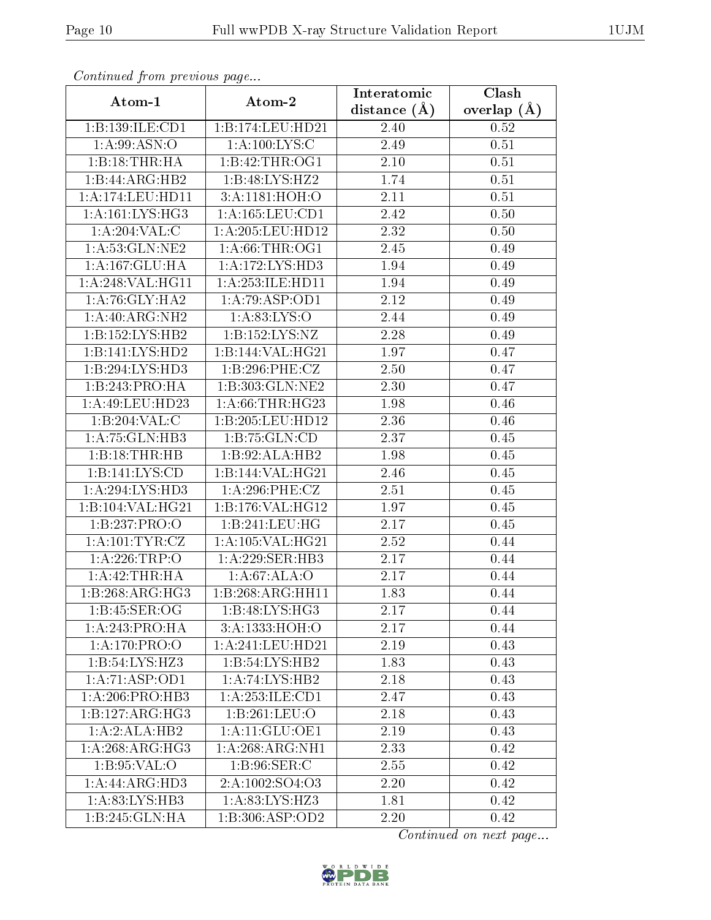*Continued from previous page...*

| Atom-1 | Atom-2 | Interatomic distance (Å) | Clash overlap (Å) |
|---|---|---|---|
| 1:B:139:ILE:CD1 | 1:B:174:LEU:HD21 | 2.40 | 0.52 |
| 1:A:99:ASN:O | 1:A:100:LYS:C | 2.49 | 0.51 |
| 1:B:18:THR:HA | 1:B:42:THR:OG1 | 2.10 | 0.51 |
| 1:B:44:ARG:HB2 | 1:B:48:LYS:HZ2 | 1.74 | 0.51 |
| 1:A:174:LEU:HD11 | 3:A:1181:HOH:O | 2.11 | 0.51 |
| 1:A:161:LYS:HG3 | 1:A:165:LEU:CD1 | 2.42 | 0.50 |
| 1:A:204:VAL:C | 1:A:205:LEU:HD12 | 2.32 | 0.50 |
| 1:A:53:GLN:NE2 | 1:A:66:THR:OG1 | 2.45 | 0.49 |
| 1:A:167:GLU:HA | 1:A:172:LYS:HD3 | 1.94 | 0.49 |
| 1:A:248:VAL:HG11 | 1:A:253:ILE:HD11 | 1.94 | 0.49 |
| 1:A:76:GLY:HA2 | 1:A:79:ASP:OD1 | 2.12 | 0.49 |
| 1:A:40:ARG:NH2 | 1:A:83:LYS:O | 2.44 | 0.49 |
| 1:B:152:LYS:HB2 | 1:B:152:LYS:NZ | 2.28 | 0.49 |
| 1:B:141:LYS:HD2 | 1:B:144:VAL:HG21 | 1.97 | 0.47 |
| 1:B:294:LYS:HD3 | 1:B:296:PHE:CZ | 2.50 | 0.47 |
| 1:B:243:PRO:HA | 1:B:303:GLN:NE2 | 2.30 | 0.47 |
| 1:A:49:LEU:HD23 | 1:A:66:THR:HG23 | 1.98 | 0.46 |
| 1:B:204:VAL:C | 1:B:205:LEU:HD12 | 2.36 | 0.46 |
| 1:A:75:GLN:HB3 | 1:B:75:GLN:CD | 2.37 | 0.45 |
| 1:B:18:THR:HB | 1:B:92:ALA:HB2 | 1.98 | 0.45 |
| 1:B:141:LYS:CD | 1:B:144:VAL:HG21 | 2.46 | 0.45 |
| 1:A:294:LYS:HD3 | 1:A:296:PHE:CZ | 2.51 | 0.45 |
| 1:B:104:VAL:HG21 | 1:B:176:VAL:HG12 | 1.97 | 0.45 |
| 1:B:237:PRO:O | 1:B:241:LEU:HG | 2.17 | 0.45 |
| 1:A:101:TYR:CZ | 1:A:105:VAL:HG21 | 2.52 | 0.44 |
| 1:A:226:TRP:O | 1:A:229:SER:HB3 | 2.17 | 0.44 |
| 1:A:42:THR:HA | 1:A:67:ALA:O | 2.17 | 0.44 |
| 1:B:268:ARG:HG3 | 1:B:268:ARG:HH11 | 1.83 | 0.44 |
| 1:B:45:SER:OG | 1:B:48:LYS:HG3 | 2.17 | 0.44 |
| 1:A:243:PRO:HA | 3:A:1333:HOH:O | 2.17 | 0.44 |
| 1:A:170:PRO:O | 1:A:241:LEU:HD21 | 2.19 | 0.43 |
| 1:B:54:LYS:HZ3 | 1:B:54:LYS:HB2 | 1.83 | 0.43 |
| 1:A:71:ASP:OD1 | 1:A:74:LYS:HB2 | 2.18 | 0.43 |
| 1:A:206:PRO:HB3 | 1:A:253:ILE:CD1 | 2.47 | 0.43 |
| 1:B:127:ARG:HG3 | 1:B:261:LEU:O | 2.18 | 0.43 |
| 1:A:2:ALA:HB2 | 1:A:11:GLU:OE1 | 2.19 | 0.43 |
| 1:A:268:ARG:HG3 | 1:A:268:ARG:NH1 | 2.33 | 0.42 |
| 1:B:95:VAL:O | 1:B:96:SER:C | 2.55 | 0.42 |
| 1:A:44:ARG:HD3 | 2:A:1002:SO4:O3 | 2.20 | 0.42 |
| 1:A:83:LYS:HB3 | 1:A:83:LYS:HZ3 | 1.81 | 0.42 |
| 1:B:245:GLN:HA | 1:B:306:ASP:OD2 | 2.20 | 0.42 |

*Continued on next page...*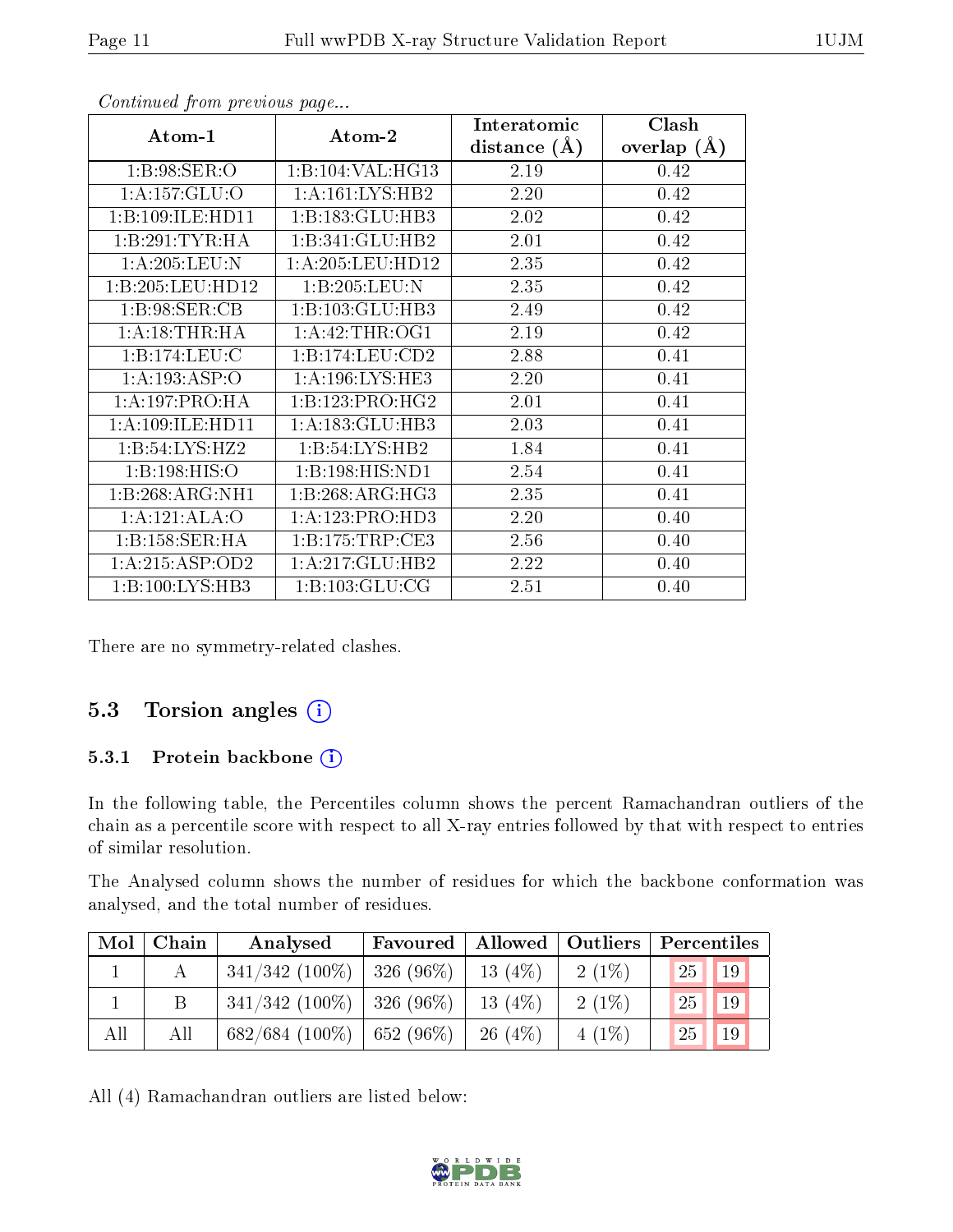*Continued from previous page...*

| Atom-1 | Atom-2 | Interatomic distance (Å) | Clash overlap (Å) |
|---|---|---|---|
| 1:B:98:SER:O | 1:B:104:VAL:HG13 | 2.19 | 0.42 |
| 1:A:157:GLU:O | 1:A:161:LYS:HB2 | 2.20 | 0.42 |
| 1:B:109:ILE:HD11 | 1:B:183:GLU:HB3 | 2.02 | 0.42 |
| 1:B:291:TYR:HA | 1:B:341:GLU:HB2 | 2.01 | 0.42 |
| 1:A:205:LEU:N | 1:A:205:LEU:HD12 | 2.35 | 0.42 |
| 1:B:205:LEU:HD12 | 1:B:205:LEU:N | 2.35 | 0.42 |
| 1:B:98:SER:CB | 1:B:103:GLU:HB3 | 2.49 | 0.42 |
| 1:A:18:THR:HA | 1:A:42:THR:OG1 | 2.19 | 0.42 |
| 1:B:174:LEU:C | 1:B:174:LEU:CD2 | 2.88 | 0.41 |
| 1:A:193:ASP:O | 1:A:196:LYS:HE3 | 2.20 | 0.41 |
| 1:A:197:PRO:HA | 1:B:123:PRO:HG2 | 2.01 | 0.41 |
| 1:A:109:ILE:HD11 | 1:A:183:GLU:HB3 | 2.03 | 0.41 |
| 1:B:54:LYS:HZ2 | 1:B:54:LYS:HB2 | 1.84 | 0.41 |
| 1:B:198:HIS:O | 1:B:198:HIS:ND1 | 2.54 | 0.41 |
| 1:B:268:ARG:NH1 | 1:B:268:ARG:HG3 | 2.35 | 0.41 |
| 1:A:121:ALA:O | 1:A:123:PRO:HD3 | 2.20 | 0.40 |
| 1:B:158:SER:HA | 1:B:175:TRP:CE3 | 2.56 | 0.40 |
| 1:A:215:ASP:OD2 | 1:A:217:GLU:HB2 | 2.22 | 0.40 |
| 1:B:100:LYS:HB3 | 1:B:103:GLU:CG | 2.51 | 0.40 |

There are no symmetry-related clashes.

## 5.3 Torsion angles

### 5.3.1 Protein backbone

In the following table, the Percentiles column shows the percent Ramachandran outliers of the chain as a percentile score with respect to all X-ray entries followed by that with respect to entries of similar resolution.

The Analysed column shows the number of residues for which the backbone conformation was analysed, and the total number of residues.

| Mol | Chain | Analysed | Favoured | Allowed | Outliers | Percentiles | |
|---|---|---|---|---|---|---|---|
| 1 | A | 341/342 (100%) | 326 (96%) | 13 (4%) | 2 (1%) | 25 | 19 |
| 1 | B | 341/342 (100%) | 326 (96%) | 13 (4%) | 2 (1%) | 25 | 19 |
| All | All | 682/684 (100%) | 652 (96%) | 26 (4%) | 4 (1%) | 25 | 19 |

All (4) Ramachandran outliers are listed below: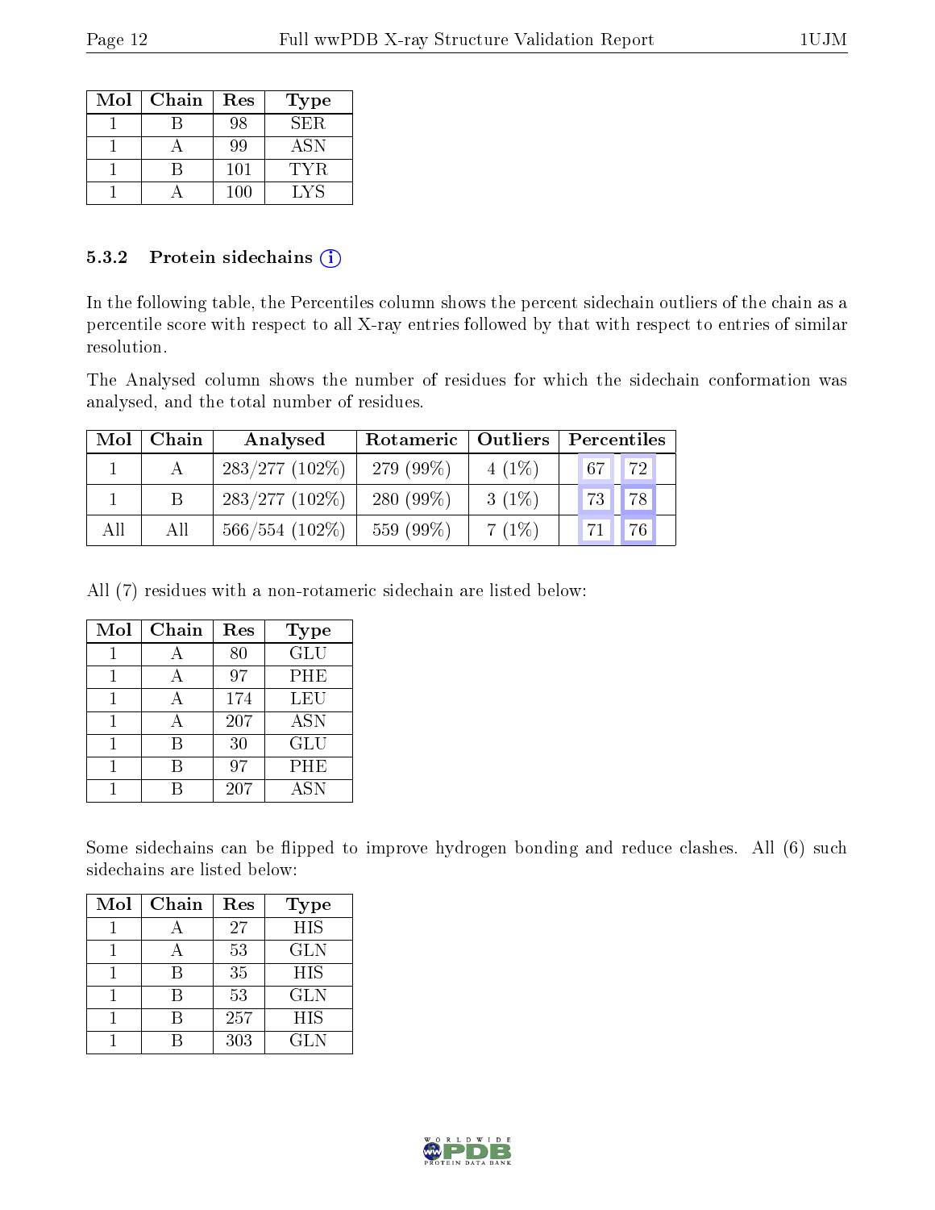| Mol | Chain | Res | Type |
|---|---|---|---|
| 1 | B | 98 | SER |
| 1 | A | 99 | ASN |
| 1 | B | 101 | TYR |
| 1 | A | 100 | LYS |

### 5.3.2 Protein sidechains

In the following table, the Percentiles column shows the percent sidechain outliers of the chain as a percentile score with respect to all X-ray entries followed by that with respect to entries of similar resolution.

The Analysed column shows the number of residues for which the sidechain conformation was analysed, and the total number of residues.

| Mol | Chain | Analysed | Rotameric | Outliers | Percentiles | |
|---|---|---|---|---|---|---|
| 1 | A | 283/277 (102%) | 279 (99%) | 4 (1%) | 67 | 72 |
| 1 | B | 283/277 (102%) | 280 (99%) | 3 (1%) | 73 | 78 |
| All | All | 566/554 (102%) | 559 (99%) | 7 (1%) | 71 | 76 |

All (7) residues with a non-rotameric sidechain are listed below:

| Mol | Chain | Res | Type |
|---|---|---|---|
| 1 | A | 80 | GLU |
| 1 | A | 97 | PHE |
| 1 | A | 174 | LEU |
| 1 | A | 207 | ASN |
| 1 | B | 30 | GLU |
| 1 | B | 97 | PHE |
| 1 | B | 207 | ASN |

Some sidechains can be flipped to improve hydrogen bonding and reduce clashes. All (6) such sidechains are listed below:

| Mol | Chain | Res | Type |
|---|---|---|---|
| 1 | A | 27 | HIS |
| 1 | A | 53 | GLN |
| 1 | B | 35 | HIS |
| 1 | B | 53 | GLN |
| 1 | B | 257 | HIS |
| 1 | B | 303 | GLN |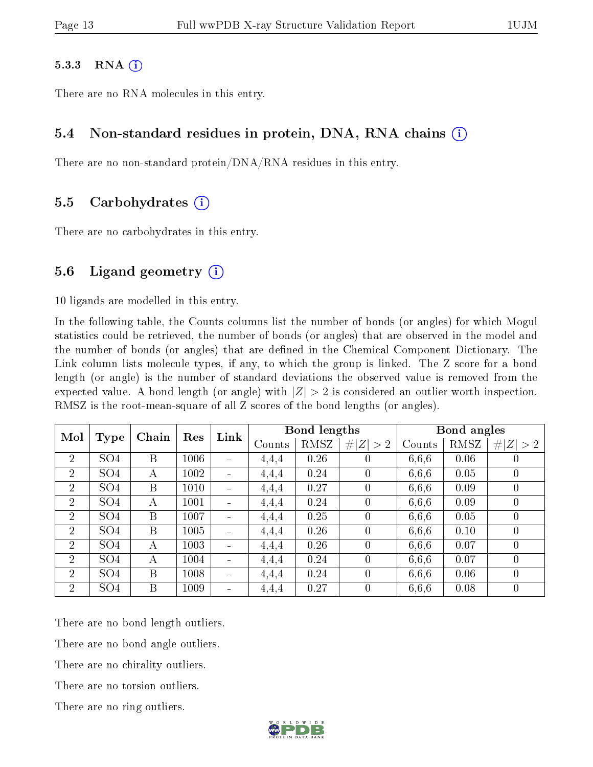#### 5.3.3 RNA

There are no RNA molecules in this entry.

### 5.4 Non-standard residues in protein, DNA, RNA chains

There are no non-standard protein/DNA/RNA residues in this entry.

### 5.5 Carbohydrates

There are no carbohydrates in this entry.

### 5.6 Ligand geometry

10 ligands are modelled in this entry.

In the following table, the Counts columns list the number of bonds (or angles) for which Mogul statistics could be retrieved, the number of bonds (or angles) that are observed in the model and the number of bonds (or angles) that are defined in the Chemical Component Dictionary. The Link column lists molecule types, if any, to which the group is linked. The Z score for a bond length (or angle) is the number of standard deviations the observed value is removed from the expected value. A bond length (or angle) with $|Z| > 2$ is considered an outlier worth inspection. RMSZ is the root-mean-square of all Z scores of the bond lengths (or angles).

| Mol | Type | Chain | Res | Link | Bond lengths | | | Bond angles | | |
|---|---|---|---|---|---|---|---|---|---|---|
| | | | | | Counts | RMSZ | $\#\|Z\| > 2$ | Counts | RMSZ | $\#\|Z\| > 2$ |
| 2 | SO4 | B | 1006 | - | 4,4,4 | 0.26 | 0 | 6,6,6 | 0.06 | 0 |
| 2 | SO4 | A | 1002 | - | 4,4,4 | 0.24 | 0 | 6,6,6 | 0.05 | 0 |
| 2 | SO4 | B | 1010 | - | 4,4,4 | 0.27 | 0 | 6,6,6 | 0.09 | 0 |
| 2 | SO4 | A | 1001 | - | 4,4,4 | 0.24 | 0 | 6,6,6 | 0.09 | 0 |
| 2 | SO4 | B | 1007 | - | 4,4,4 | 0.25 | 0 | 6,6,6 | 0.05 | 0 |
| 2 | SO4 | B | 1005 | - | 4,4,4 | 0.26 | 0 | 6,6,6 | 0.10 | 0 |
| 2 | SO4 | A | 1003 | - | 4,4,4 | 0.26 | 0 | 6,6,6 | 0.07 | 0 |
| 2 | SO4 | A | 1004 | - | 4,4,4 | 0.24 | 0 | 6,6,6 | 0.07 | 0 |
| 2 | SO4 | B | 1008 | - | 4,4,4 | 0.24 | 0 | 6,6,6 | 0.06 | 0 |
| 2 | SO4 | B | 1009 | - | 4,4,4 | 0.27 | 0 | 6,6,6 | 0.08 | 0 |

There are no bond length outliers.

There are no bond angle outliers.

There are no chirality outliers.

There are no torsion outliers.

There are no ring outliers.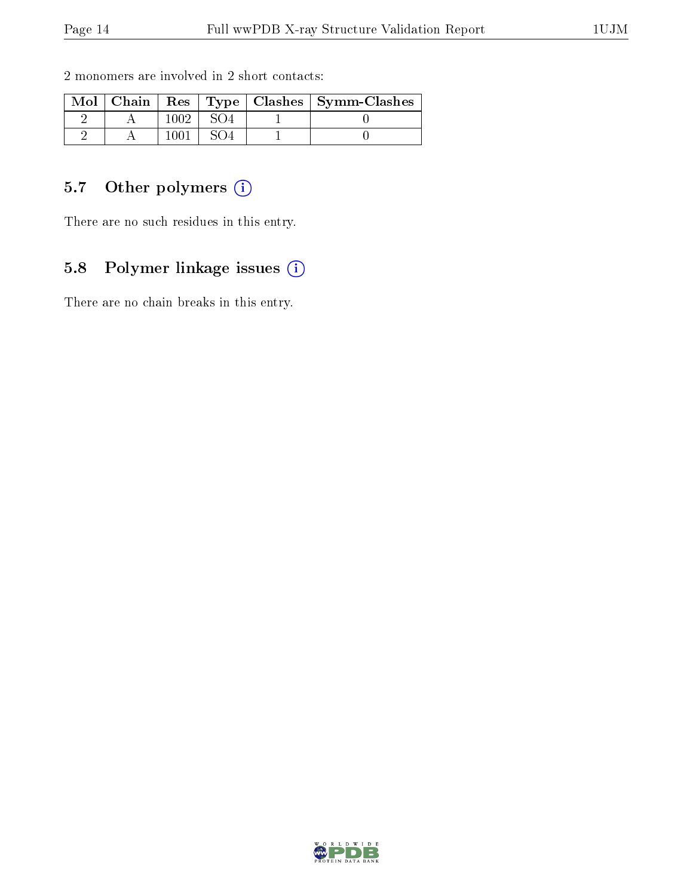2 monomers are involved in 2 short contacts:

| Mol | Chain | Res | Type | Clashes | Symm-Clashes |
|---|---|---|---|---|---|
| 2 | A | 1002 | SO4 | 1 | 0 |
| 2 | A | 1001 | SO4 | 1 | 0 |

### 5.7 Other polymers (i)

There are no such residues in this entry.

### 5.8 Polymer linkage issues (i)

There are no chain breaks in this entry.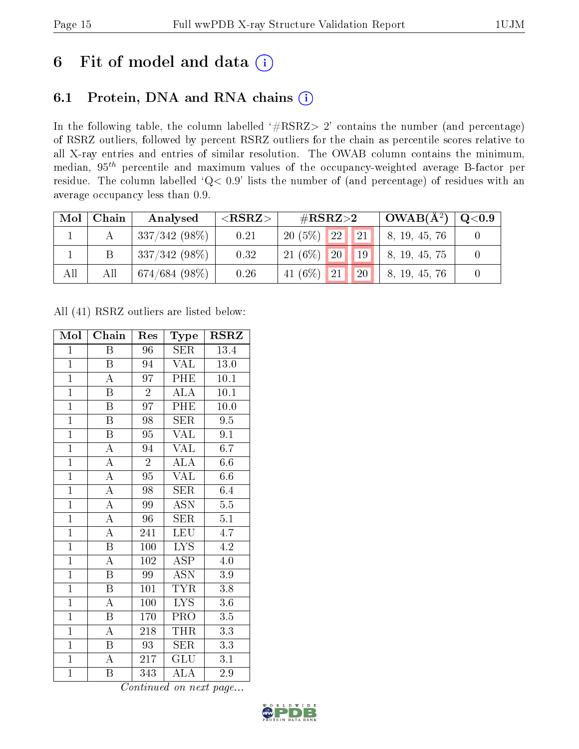# 6 Fit of model and data

## 6.1 Protein, DNA and RNA chains

In the following table, the column labelled '#RSRZ> 2' contains the number (and percentage) of RSRZ outliers, followed by percent RSRZ outliers for the chain as percentile scores relative to all X-ray entries and entries of similar resolution. The OWAB column contains the minimum, median, $95^{th}$ percentile and maximum values of the occupancy-weighted average B-factor per residue. The column labelled 'Q< 0.9' lists the number of (and percentage) of residues with an average occupancy less than 0.9.

| Mol | Chain | Analysed | <RSRZ> | #RSRZ>2 | | | OWAB(Å$^2$) | Q<0.9 |
|---|---|---|---|---|---|---|---|---|
| 1 | A | 337/342 (98%) | 0.21 | 20 (5%) | 22 | 21 | 8, 19, 45, 76 | 0 |
| 1 | B | 337/342 (98%) | 0.32 | 21 (6%) | 20 | 19 | 8, 19, 45, 75 | 0 |
| All | All | 674/684 (98%) | 0.26 | 41 (6%) | 21 | 20 | 8, 19, 45, 76 | 0 |

All (41) RSRZ outliers are listed below:

| Mol | Chain | Res | Type | RSRZ |
|---|---|---|---|---|
| 1 | B | 96 | SER | 13.4 |
| 1 | B | 94 | VAL | 13.0 |
| 1 | A | 97 | PHE | 10.1 |
| 1 | B | 2 | ALA | 10.1 |
| 1 | B | 97 | PHE | 10.0 |
| 1 | B | 98 | SER | 9.5 |
| 1 | B | 95 | VAL | 9.1 |
| 1 | A | 94 | VAL | 6.7 |
| 1 | A | 2 | ALA | 6.6 |
| 1 | A | 95 | VAL | 6.6 |
| 1 | A | 98 | SER | 6.4 |
| 1 | A | 99 | ASN | 5.5 |
| 1 | A | 96 | SER | 5.1 |
| 1 | A | 241 | LEU | 4.7 |
| 1 | B | 100 | LYS | 4.2 |
| 1 | A | 102 | ASP | 4.0 |
| 1 | B | 99 | ASN | 3.9 |
| 1 | B | 101 | TYR | 3.8 |
| 1 | A | 100 | LYS | 3.6 |
| 1 | B | 170 | PRO | 3.5 |
| 1 | A | 218 | THR | 3.3 |
| 1 | B | 93 | SER | 3.3 |
| 1 | A | 217 | GLU | 3.1 |
| 1 | B | 343 | ALA | 2.9 |

*Continued on next page...*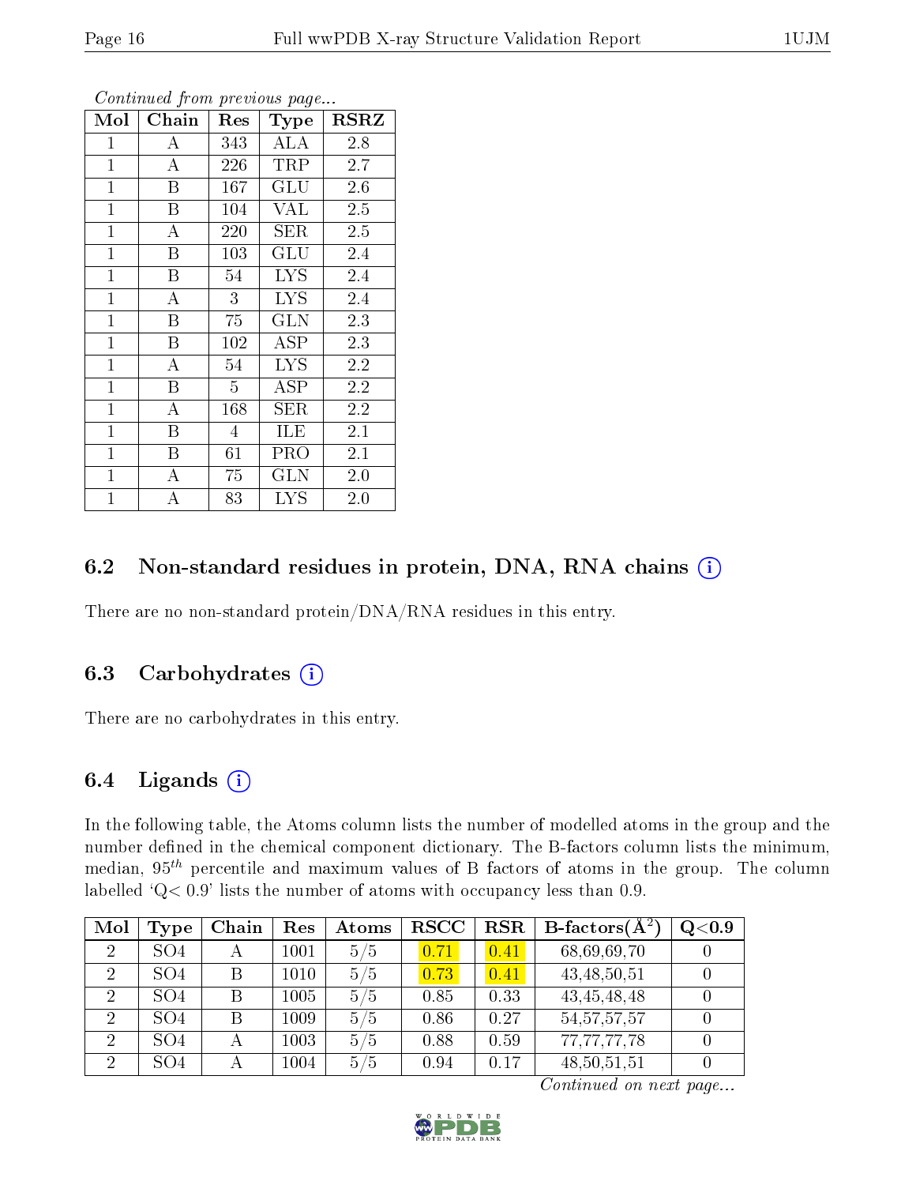*Continued from previous page...*

| Mol | Chain | Res | Type | RSRZ |
|---|---|---|---|---|
| 1 | A | 343 | ALA | 2.8 |
| 1 | A | 226 | TRP | 2.7 |
| 1 | B | 167 | GLU | 2.6 |
| 1 | B | 104 | VAL | 2.5 |
| 1 | A | 220 | SER | 2.5 |
| 1 | B | 103 | GLU | 2.4 |
| 1 | B | 54 | LYS | 2.4 |
| 1 | A | 3 | LYS | 2.4 |
| 1 | B | 75 | GLN | 2.3 |
| 1 | B | 102 | ASP | 2.3 |
| 1 | A | 54 | LYS | 2.2 |
| 1 | B | 5 | ASP | 2.2 |
| 1 | A | 168 | SER | 2.2 |
| 1 | B | 4 | ILE | 2.1 |
| 1 | B | 61 | PRO | 2.1 |
| 1 | A | 75 | GLN | 2.0 |
| 1 | A | 83 | LYS | 2.0 |

### 6.2 Non-standard residues in protein, DNA, RNA chains (i)

There are no non-standard protein/DNA/RNA residues in this entry.

### 6.3 Carbohydrates (i)

There are no carbohydrates in this entry.

### 6.4 Ligands (i)

In the following table, the Atoms column lists the number of modelled atoms in the group and the number defined in the chemical component dictionary. The B-factors column lists the minimum, median, $95^{th}$ percentile and maximum values of B factors of atoms in the group. The column labelled 'Q< 0.9' lists the number of atoms with occupancy less than 0.9.

| Mol | Type | Chain | Res | Atoms | RSCC | RSR | B-factors($Å^2$) | Q<0.9 |
|---|---|---|---|---|---|---|---|---|
| 2 | SO4 | A | 1001 | 5/5 | 0.71 | 0.41 | 68,69,69,70 | 0 |
| 2 | SO4 | B | 1010 | 5/5 | 0.73 | 0.41 | 43,48,50,51 | 0 |
| 2 | SO4 | B | 1005 | 5/5 | 0.85 | 0.33 | 43,45,48,48 | 0 |
| 2 | SO4 | B | 1009 | 5/5 | 0.86 | 0.27 | 54,57,57,57 | 0 |
| 2 | SO4 | A | 1003 | 5/5 | 0.88 | 0.59 | 77,77,77,78 | 0 |
| 2 | SO4 | A | 1004 | 5/5 | 0.94 | 0.17 | 48,50,51,51 | 0 |

*Continued on next page...*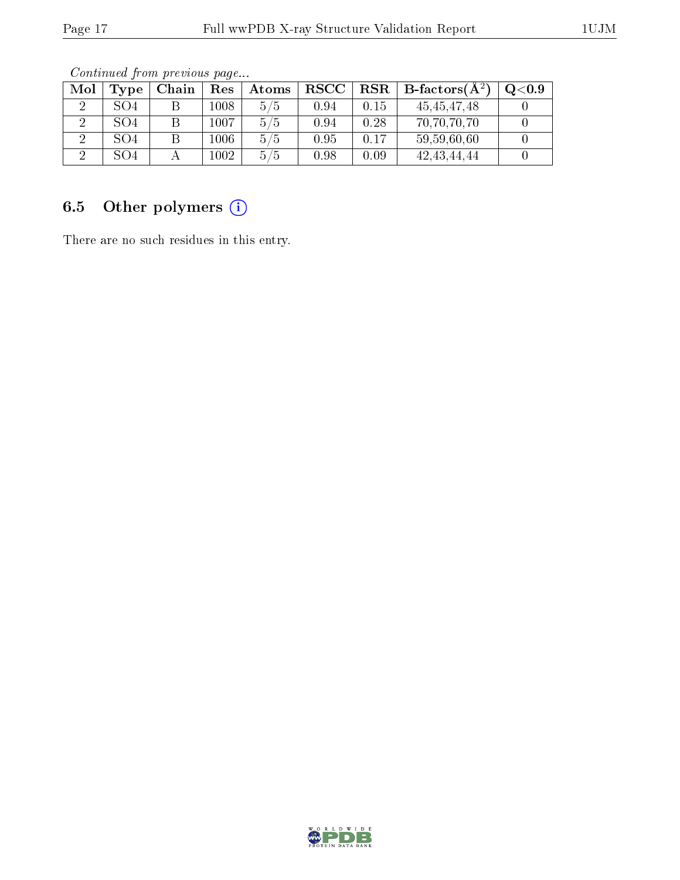*Continued from previous page...*

| Mol | Type | Chain | Res | Atoms | RSCC | RSR | B-factors($Å^2$) | Q<0.9 |
|---|---|---|---|---|---|---|---|---|
| 2 | SO4 | B | 1008 | 5/5 | 0.94 | 0.15 | 45,45,47,48 | 0 |
| 2 | SO4 | B | 1007 | 5/5 | 0.94 | 0.28 | 70,70,70,70 | 0 |
| 2 | SO4 | B | 1006 | 5/5 | 0.95 | 0.17 | 59,59,60,60 | 0 |
| 2 | SO4 | A | 1002 | 5/5 | 0.98 | 0.09 | 42,43,44,44 | 0 |

## 6.5 Other polymers

There are no such residues in this entry.